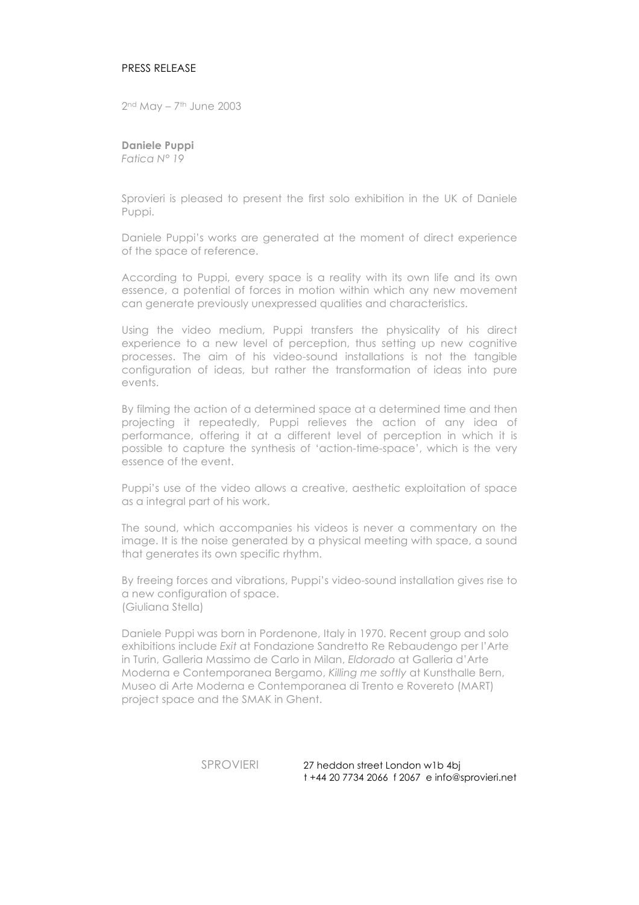PRESS RELEASE

2nd May – 7th June 2003

**Daniele Puppi**
*Fatica N° 19*

Sprovieri is pleased to present the first solo exhibition in the UK of Daniele Puppi.

Daniele Puppi's works are generated at the moment of direct experience of the space of reference.

According to Puppi, every space is a reality with its own life and its own essence, a potential of forces in motion within which any new movement can generate previously unexpressed qualities and characteristics.

Using the video medium, Puppi transfers the physicality of his direct experience to a new level of perception, thus setting up new cognitive processes. The aim of his video-sound installations is not the tangible configuration of ideas, but rather the transformation of ideas into pure events.

By filming the action of a determined space at a determined time and then projecting it repeatedly, Puppi relieves the action of any idea of performance, offering it at a different level of perception in which it is possible to capture the synthesis of 'action-time-space', which is the very essence of the event.

Puppi's use of the video allows a creative, aesthetic exploitation of space as a integral part of his work.

The sound, which accompanies his videos is never a commentary on the image. It is the noise generated by a physical meeting with space, a sound that generates its own specific rhythm.

By freeing forces and vibrations, Puppi's video-sound installation gives rise to a new configuration of space.
(Giuliana Stella)

Daniele Puppi was born in Pordenone, Italy in 1970. Recent group and solo exhibitions include *Exit* at Fondazione Sandretto Re Rebaudengo per l'Arte in Turin, Galleria Massimo de Carlo in Milan, *Eldorado* at Galleria d'Arte Moderna e Contemporanea Bergamo, *Killing me softly* at Kunsthalle Bern, Museo di Arte Moderna e Contemporanea di Trento e Rovereto (MART) project space and the SMAK in Ghent.

SPROVIERI 27 heddon street London w1b 4bj
t +44 20 7734 2066 f 2067 e info@sprovieri.net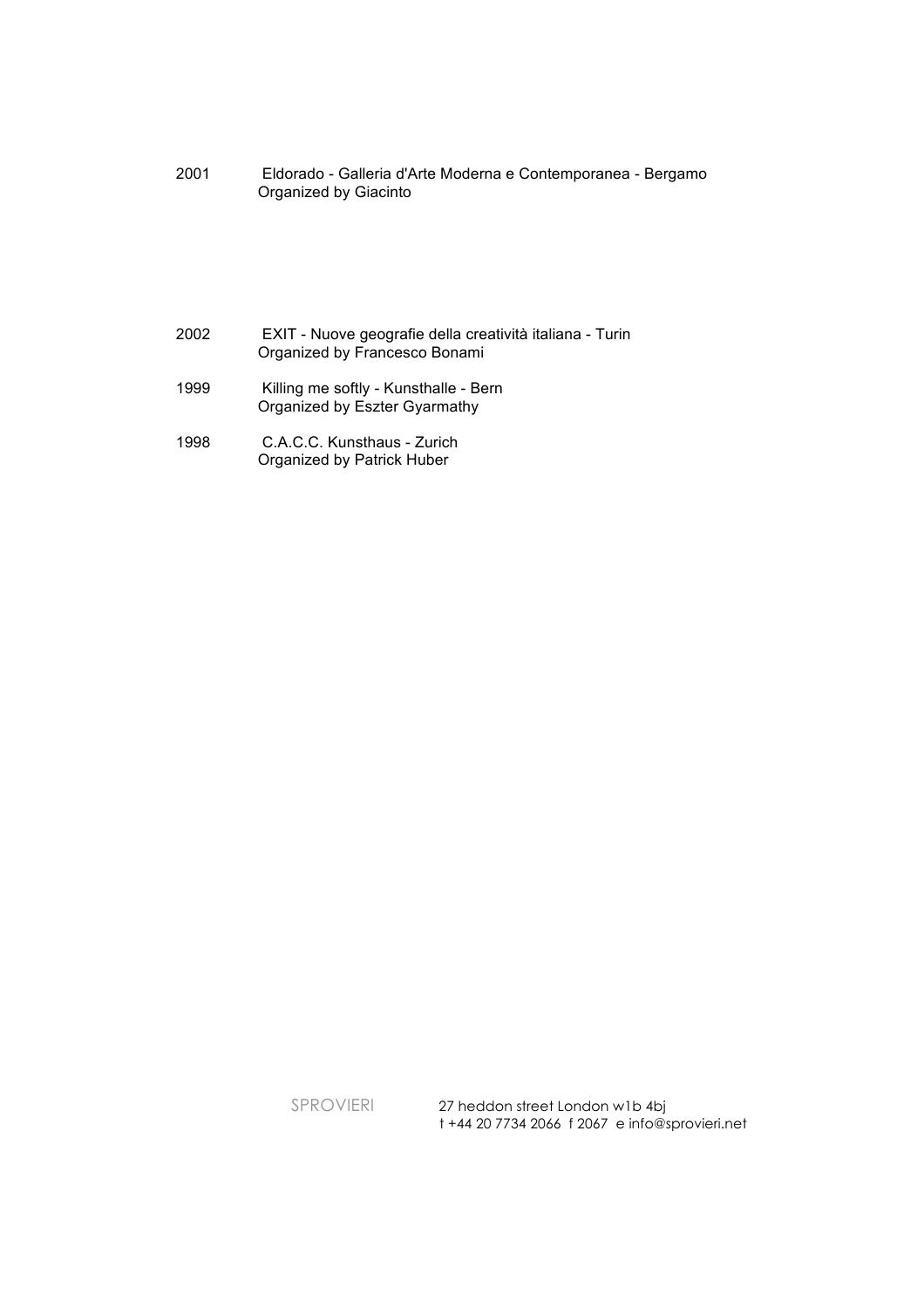2001 Eldorado - Galleria d'Arte Moderna e Contemporanea - Bergamo
Organized by Giacinto

2002 EXIT - Nuove geografie della creatività italiana - Turin
Organized by Francesco Bonami

1999 Killing me softly - Kunsthalle - Bern
Organized by Eszter Gyarmathy

1998 C.A.C.C. Kunsthaus - Zurich
Organized by Patrick Huber

SPROVIERI 27 heddon street London w1b 4bj
t +44 20 7734 2066 f 2067 e info@sprovieri.net